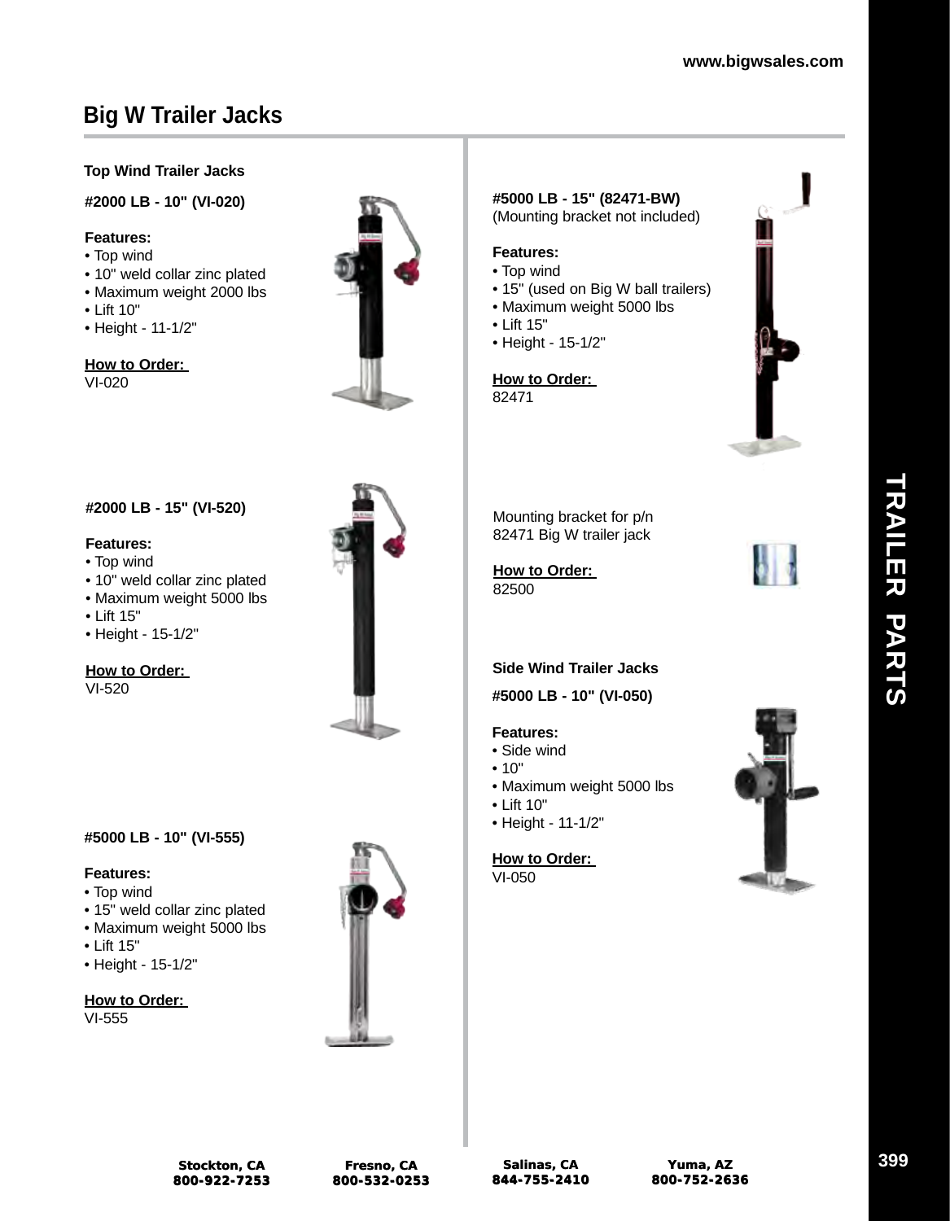# Big W Trailer Jacks

## Top Wind Trailer Jacks

### #2000 LB - 10" (VI-020)

**Features:**
- Top wind
- 10" weld collar zinc plated
- Maximum weight 2000 lbs
- Lift 10"
- Height - 11-1/2"

**How to Order:**
VI-020

### #2000 LB - 15" (VI-520)

**Features:**
- Top wind
- 10" weld collar zinc plated
- Maximum weight 5000 lbs
- Lift 15"
- Height - 15-1/2"

**How to Order:**
VI-520

### #5000 LB - 10" (VI-555)

**Features:**
- Top wind
- 15" weld collar zinc plated
- Maximum weight 5000 lbs
- Lift 15"
- Height - 15-1/2"

**How to Order:**
VI-555

### #5000 LB - 15" (82471-BW)

(Mounting bracket not included)

**Features:**
- Top wind
- 15" (used on Big W ball trailers)
- Maximum weight 5000 lbs
- Lift 15"
- Height - 15-1/2"

**How to Order:**
82471

Mounting bracket for p/n 82471 Big W trailer jack

**How to Order:**
82500

## Side Wind Trailer Jacks

### #5000 LB - 10" (VI-050)

**Features:**
- Side wind
- 10"
- Maximum weight 5000 lbs
- Lift 10"
- Height - 11-1/2"

**How to Order:**
VI-050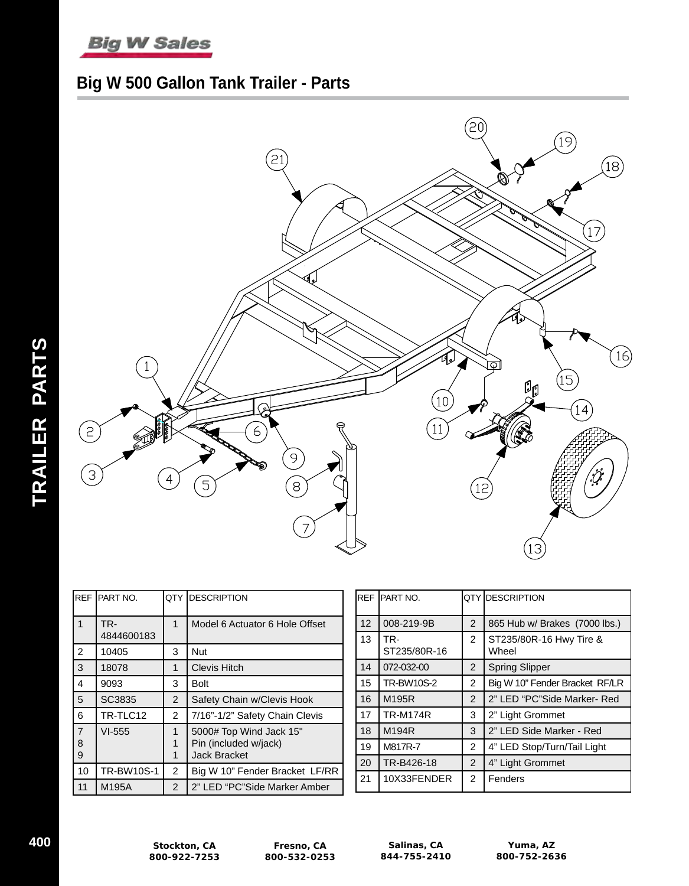# Big W 500 Gallon Tank Trailer - Parts

| REF | PART NO. | QTY | DESCRIPTION |
|---|---|---|---|
| 1 | TR-4844600183 | 1 | Model 6 Actuator 6 Hole Offset |
| 2 | 10405 | 3 | Nut |
| 3 | 18078 | 1 | Clevis Hitch |
| 4 | 9093 | 3 | Bolt |
| 5 | SC3835 | 2 | Safety Chain w/Clevis Hook |
| 6 | TR-TLC12 | 2 | 7/16"-1/2" Safety Chain Clevis |
| 7 | VI-555 | 1 | 5000# Top Wind Jack 15" |
| 8 | | 1 | Pin (included w/jack) |
| 9 | | 1 | Jack Bracket |
| 10 | TR-BW10S-1 | 2 | Big W 10" Fender Bracket LF/RR |
| 11 | M195A | 2 | 2" LED "PC"Side Marker Amber |

| REF | PART NO. | QTY | DESCRIPTION |
|---|---|---|---|
| 12 | 008-219-9B | 2 | 865 Hub w/ Brakes (7000 lbs.) |
| 13 | TR-ST235/80R-16 | 2 | ST235/80R-16 Hwy Tire & Wheel |
| 14 | 072-032-00 | 2 | Spring Slipper |
| 15 | TR-BW10S-2 | 2 | Big W 10" Fender Bracket RF/LR |
| 16 | M195R | 2 | 2" LED "PC"Side Marker- Red |
| 17 | TR-M174R | 3 | 2" Light Grommet |
| 18 | M194R | 3 | 2" LED Side Marker - Red |
| 19 | M817R-7 | 2 | 4" LED Stop/Turn/Tail Light |
| 20 | TR-B426-18 | 2 | 4" Light Grommet |
| 21 | 10X33FENDER | 2 | Fenders |

**Stockton, CA** 800-922-7253 **Fresno, CA** 800-532-0253 **Salinas, CA** 844-755-2410 **Yuma, AZ** 800-752-2636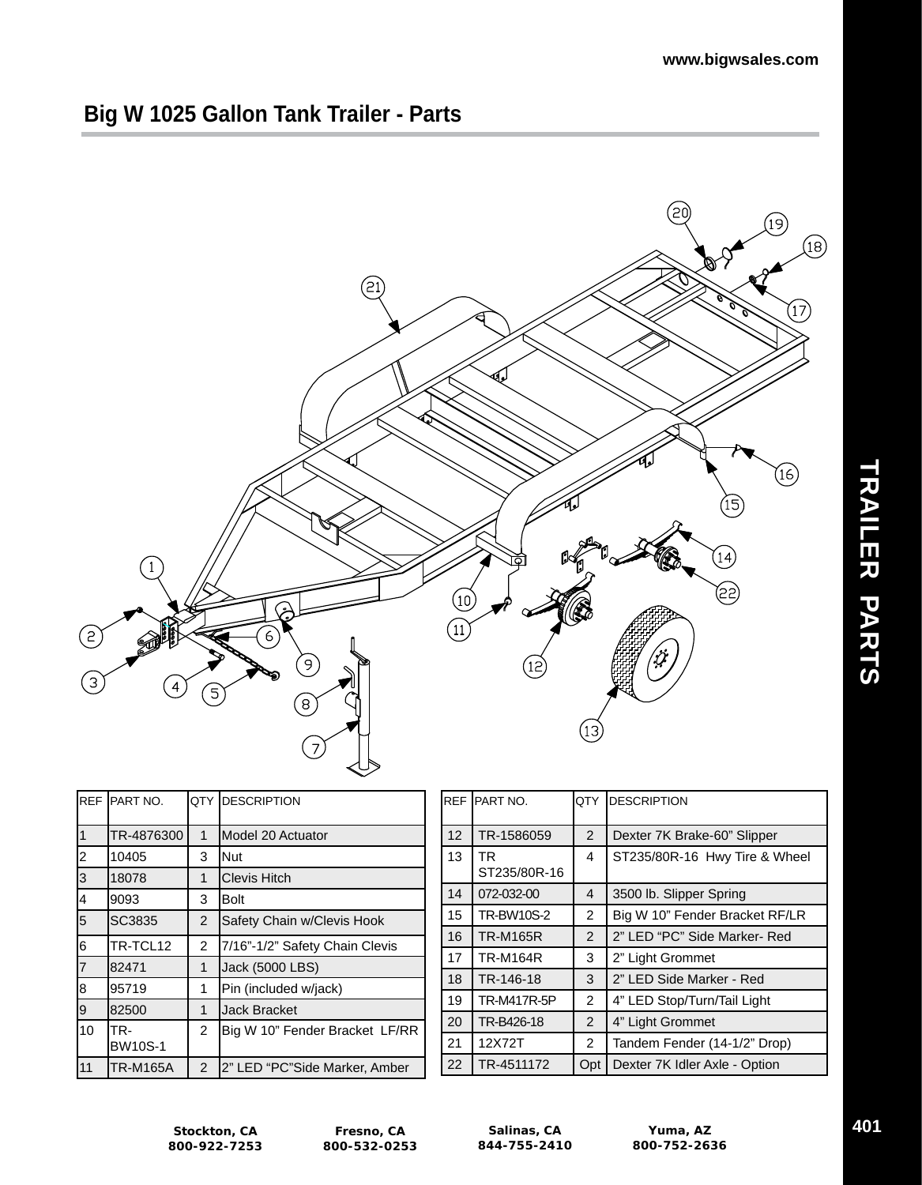## Big W 1025 Gallon Tank Trailer - Parts

| REF | PART NO. | QTY | DESCRIPTION |
|---|---|---|---|
| 1 | TR-4876300 | 1 | Model 20 Actuator |
| 2 | 10405 | 3 | Nut |
| 3 | 18078 | 1 | Clevis Hitch |
| 4 | 9093 | 3 | Bolt |
| 5 | SC3835 | 2 | Safety Chain w/Clevis Hook |
| 6 | TR-TCL12 | 2 | 7/16”-1/2” Safety Chain Clevis |
| 7 | 82471 | 1 | Jack (5000 LBS) |
| 8 | 95719 | 1 | Pin (included w/jack) |
| 9 | 82500 | 1 | Jack Bracket |
| 10 | TR-BW10S-1 | 2 | Big W 10” Fender Bracket LF/RR |
| 11 | TR-M165A | 2 | 2” LED “PC”Side Marker, Amber |
| 12 | TR-1586059 | 2 | Dexter 7K Brake-60” Slipper |
| 13 | TR ST235/80R-16 | 4 | ST235/80R-16 Hwy Tire & Wheel |
| 14 | 072-032-00 | 4 | 3500 lb. Slipper Spring |
| 15 | TR-BW10S-2 | 2 | Big W 10” Fender Bracket RF/LR |
| 16 | TR-M165R | 2 | 2” LED “PC” Side Marker- Red |
| 17 | TR-M164R | 3 | 2” Light Grommet |
| 18 | TR-146-18 | 3 | 2” LED Side Marker - Red |
| 19 | TR-M417R-5P | 2 | 4” LED Stop/Turn/Tail Light |
| 20 | TR-B426-18 | 2 | 4” Light Grommet |
| 21 | 12X72T | 2 | Tandem Fender (14-1/2” Drop) |
| 22 | TR-4511172 | Opt | Dexter 7K Idler Axle - Option |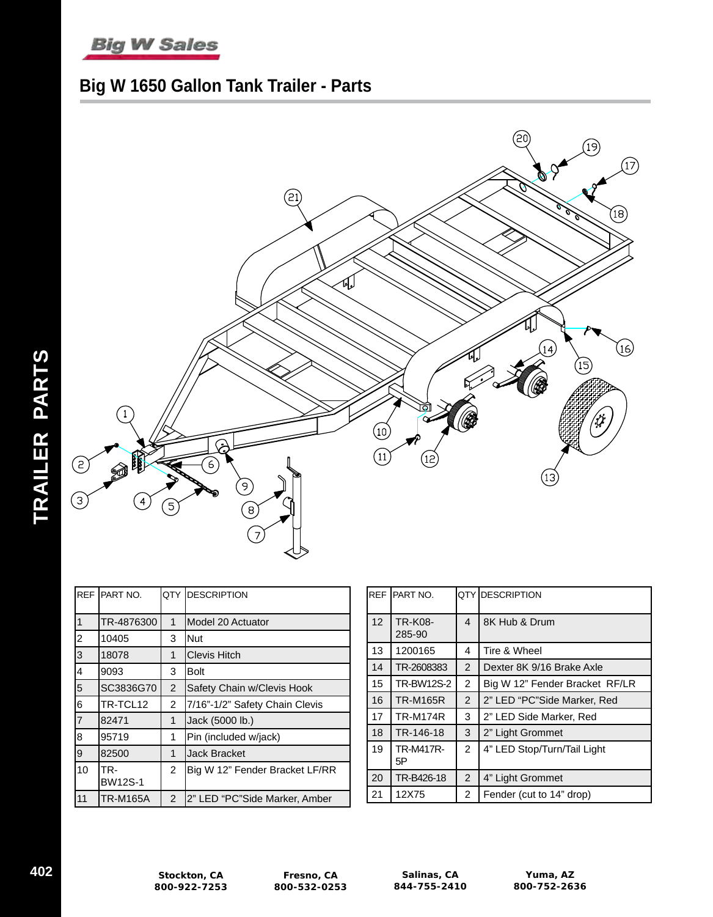# Big W 1650 Gallon Tank Trailer - Parts

| REF | PART NO. | QTY | DESCRIPTION |
|---|---|---|---|
| 1 | TR-4876300 | 1 | Model 20 Actuator |
| 2 | 10405 | 3 | Nut |
| 3 | 18078 | 1 | Clevis Hitch |
| 4 | 9093 | 3 | Bolt |
| 5 | SC3836G70 | 2 | Safety Chain w/Clevis Hook |
| 6 | TR-TCL12 | 2 | 7/16"-1/2" Safety Chain Clevis |
| 7 | 82471 | 1 | Jack (5000 lb.) |
| 8 | 95719 | 1 | Pin (included w/jack) |
| 9 | 82500 | 1 | Jack Bracket |
| 10 | TR-BW12S-1 | 2 | Big W 12" Fender Bracket LF/RR |
| 11 | TR-M165A | 2 | 2" LED "PC"Side Marker, Amber |

| REF | PART NO. | QTY | DESCRIPTION |
|---|---|---|---|
| 12 | TR-K08-285-90 | 4 | 8K Hub & Drum |
| 13 | 1200165 | 4 | Tire & Wheel |
| 14 | TR-2608383 | 2 | Dexter 8K 9/16 Brake Axle |
| 15 | TR-BW12S-2 | 2 | Big W 12" Fender Bracket RF/LR |
| 16 | TR-M165R | 2 | 2" LED "PC"Side Marker, Red |
| 17 | TR-M174R | 3 | 2" LED Side Marker, Red |
| 18 | TR-146-18 | 3 | 2" Light Grommet |
| 19 | TR-M417R-5P | 2 | 4" LED Stop/Turn/Tail Light |
| 20 | TR-B426-18 | 2 | 4" Light Grommet |
| 21 | 12X75 | 2 | Fender (cut to 14" drop) |

Stockton, CA 800-922-7253 | Fresno, CA 800-532-0253 | Salinas, CA 844-755-2410 | Yuma, AZ 800-752-2636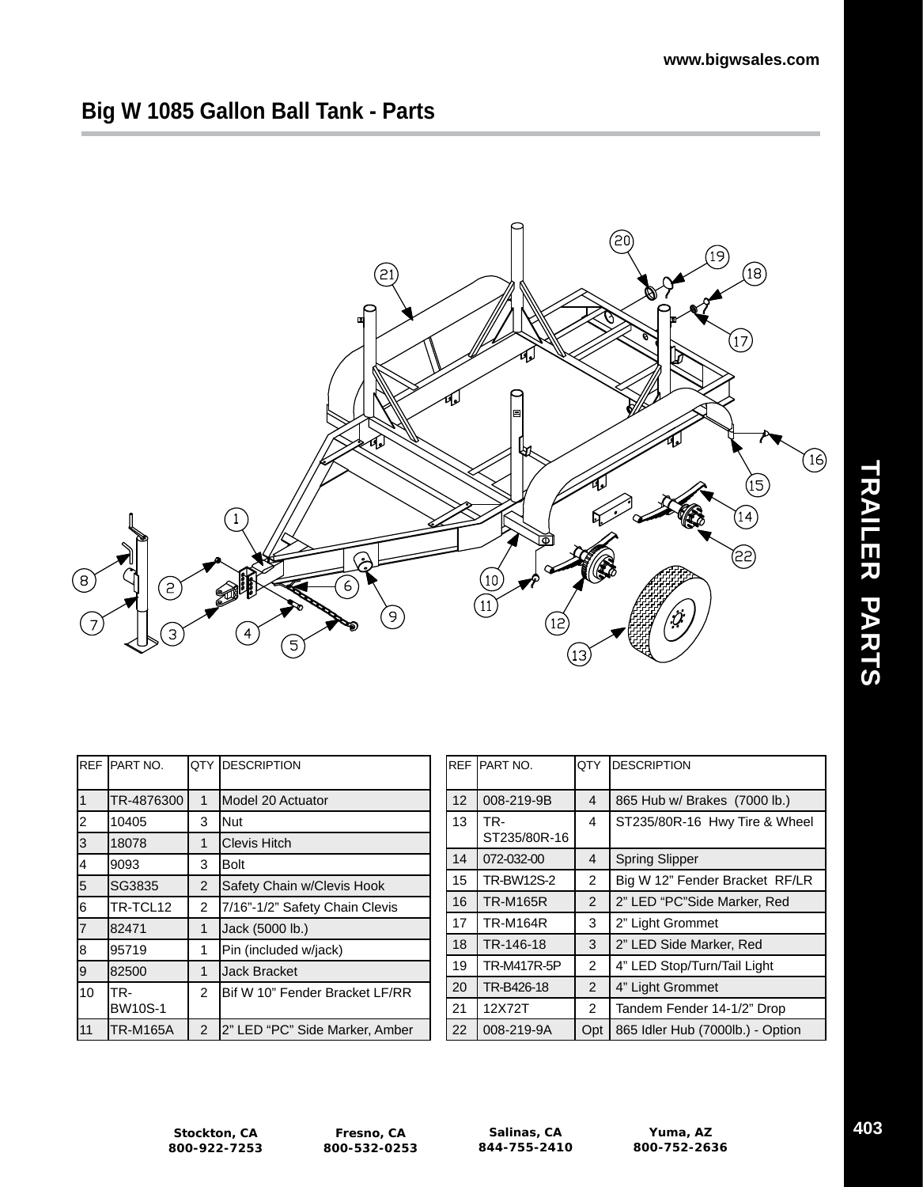## Big W 1085 Gallon Ball Tank - Parts

| REF | PART NO. | QTY | DESCRIPTION |
|---|---|---|---|
| 1 | TR-4876300 | 1 | Model 20 Actuator |
| 2 | 10405 | 3 | Nut |
| 3 | 18078 | 1 | Clevis Hitch |
| 4 | 9093 | 3 | Bolt |
| 5 | SG3835 | 2 | Safety Chain w/Clevis Hook |
| 6 | TR-TCL12 | 2 | 7/16"-1/2" Safety Chain Clevis |
| 7 | 82471 | 1 | Jack (5000 lb.) |
| 8 | 95719 | 1 | Pin (included w/jack) |
| 9 | 82500 | 1 | Jack Bracket |
| 10 | TR-BW10S-1 | 2 | Bif W 10" Fender Bracket LF/RR |
| 11 | TR-M165A | 2 | 2" LED "PC" Side Marker, Amber |
| 12 | 008-219-9B | 4 | 865 Hub w/ Brakes (7000 lb.) |
| 13 | TR-ST235/80R-16 | 4 | ST235/80R-16 Hwy Tire & Wheel |
| 14 | 072-032-00 | 4 | Spring Slipper |
| 15 | TR-BW12S-2 | 2 | Big W 12" Fender Bracket RF/LR |
| 16 | TR-M165R | 2 | 2" LED "PC"Side Marker, Red |
| 17 | TR-M164R | 3 | 2" Light Grommet |
| 18 | TR-146-18 | 3 | 2" LED Side Marker, Red |
| 19 | TR-M417R-5P | 2 | 4" LED Stop/Turn/Tail Light |
| 20 | TR-B426-18 | 2 | 4" Light Grommet |
| 21 | 12X72T | 2 | Tandem Fender 14-1/2" Drop |
| 22 | 008-219-9A | Opt | 865 Idler Hub (7000lb.) - Option |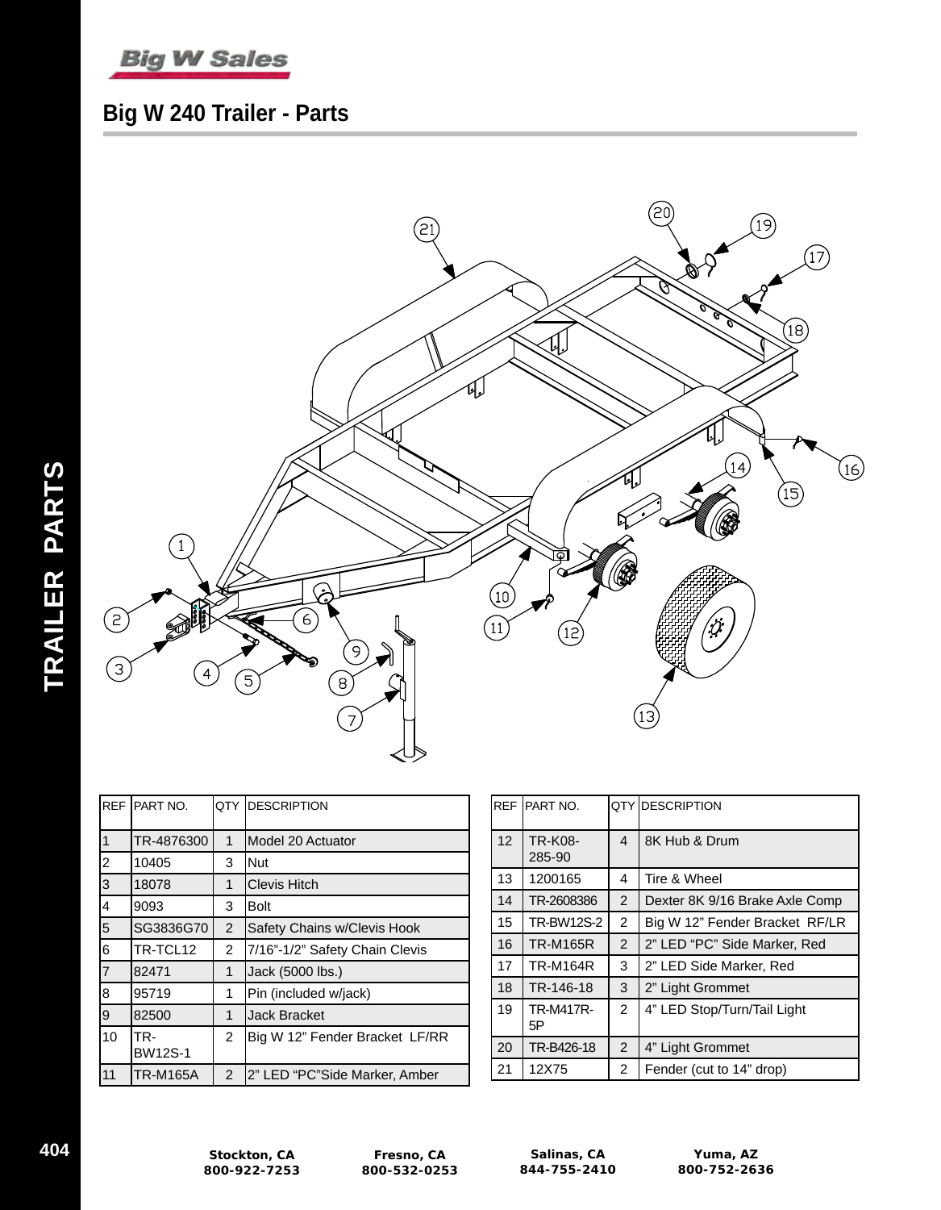# Big W 240 Trailer - Parts

| REF | PART NO. | QTY | DESCRIPTION |
|---|---|---|---|
| 1 | TR-4876300 | 1 | Model 20 Actuator |
| 2 | 10405 | 3 | Nut |
| 3 | 18078 | 1 | Clevis Hitch |
| 4 | 9093 | 3 | Bolt |
| 5 | SG3836G70 | 2 | Safety Chains w/Clevis Hook |
| 6 | TR-TCL12 | 2 | 7/16”-1/2” Safety Chain Clevis |
| 7 | 82471 | 1 | Jack (5000 lbs.) |
| 8 | 95719 | 1 | Pin (included w/jack) |
| 9 | 82500 | 1 | Jack Bracket |
| 10 | TR-BW12S-1 | 2 | Big W 12” Fender Bracket LF/RR |
| 11 | TR-M165A | 2 | 2” LED “PC”Side Marker, Amber |

| REF | PART NO. | QTY | DESCRIPTION |
|---|---|---|---|
| 12 | TR-K08-285-90 | 4 | 8K Hub & Drum |
| 13 | 1200165 | 4 | Tire & Wheel |
| 14 | TR-2608386 | 2 | Dexter 8K 9/16 Brake Axle Comp |
| 15 | TR-BW12S-2 | 2 | Big W 12” Fender Bracket RF/LR |
| 16 | TR-M165R | 2 | 2” LED “PC” Side Marker, Red |
| 17 | TR-M164R | 3 | 2” LED Side Marker, Red |
| 18 | TR-146-18 | 3 | 2” Light Grommet |
| 19 | TR-M417R-5P | 2 | 4” LED Stop/Turn/Tail Light |
| 20 | TR-B426-18 | 2 | 4” Light Grommet |
| 21 | 12X75 | 2 | Fender (cut to 14” drop) |

Stockton, CA 800-922-7253 | Fresno, CA 800-532-0253 | Salinas, CA 844-755-2410 | Yuma, AZ 800-752-2636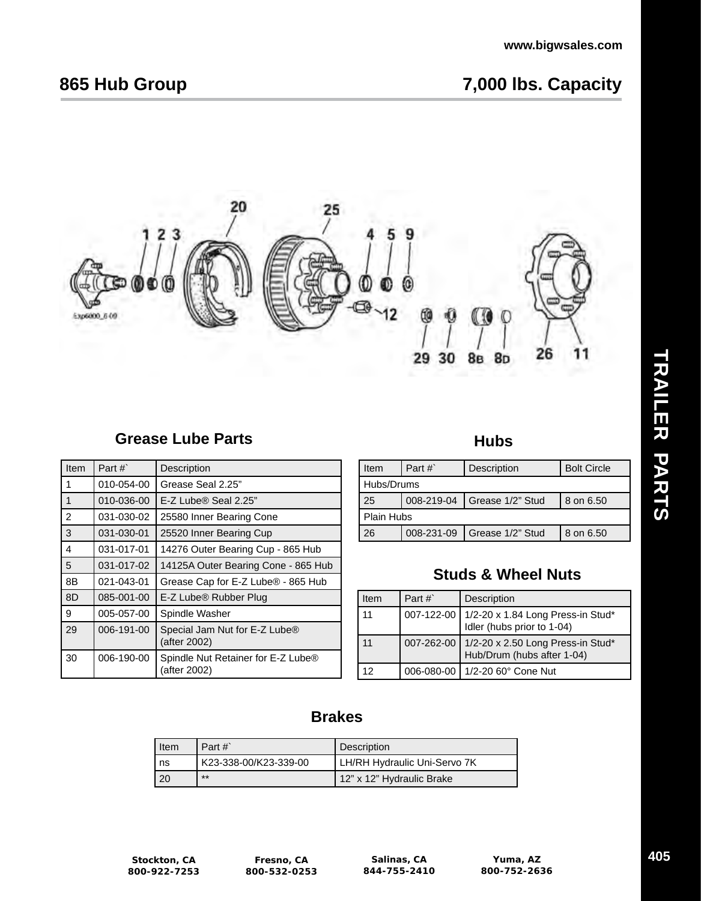# 865 Hub Group

## 7,000 lbs. Capacity

### Grease Lube Parts

| Item | Part #` | Description |
|---|---|---|
| 1 | 010-054-00 | Grease Seal 2.25" |
| 1 | 010-036-00 | E-Z Lube® Seal 2.25" |
| 2 | 031-030-02 | 25580 Inner Bearing Cone |
| 3 | 031-030-01 | 25520 Inner Bearing Cup |
| 4 | 031-017-01 | 14276 Outer Bearing Cup - 865 Hub |
| 5 | 031-017-02 | 14125A Outer Bearing Cone - 865 Hub |
| 8B | 021-043-01 | Grease Cap for E-Z Lube® - 865 Hub |
| 8D | 085-001-00 | E-Z Lube® Rubber Plug |
| 9 | 005-057-00 | Spindle Washer |
| 29 | 006-191-00 | Special Jam Nut for E-Z Lube® (after 2002) |
| 30 | 006-190-00 | Spindle Nut Retainer for E-Z Lube® (after 2002) |

### Hubs

| Item | Part #` | Description | Bolt Circle |
|---|---|---|---|
| Hubs/Drums | | | |
| 25 | 008-219-04 | Grease 1/2" Stud | 8 on 6.50 |
| Plain Hubs | | | |
| 26 | 008-231-09 | Grease 1/2" Stud | 8 on 6.50 |

### Studs & Wheel Nuts

| Item | Part #` | Description |
|---|---|---|
| 11 | 007-122-00 | 1/2-20 x 1.84 Long Press-in Stud* Idler (hubs prior to 1-04) |
| 11 | 007-262-00 | 1/2-20 x 2.50 Long Press-in Stud* Hub/Drum (hubs after 1-04) |
| 12 | 006-080-00 | 1/2-20 60° Cone Nut |

### Brakes

| Item | Part #` | Description |
|---|---|---|
| ns | K23-338-00/K23-339-00 | LH/RH Hydraulic Uni-Servo 7K |
| 20 | ** | 12" x 12" Hydraulic Brake |

TRAILER PARTS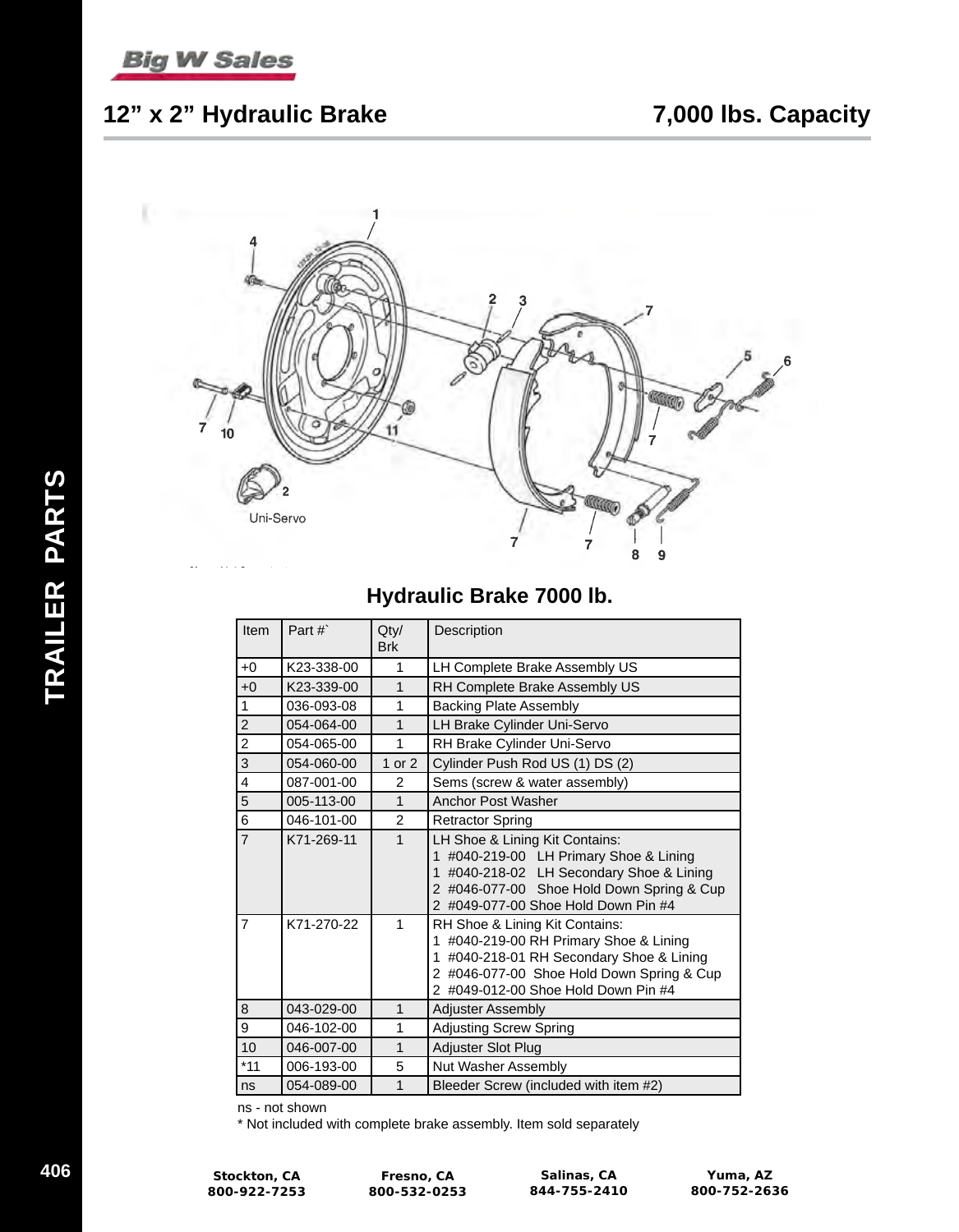## 12” x 2” Hydraulic Brake 7,000 lbs. Capacity

### Hydraulic Brake 7000 lb.

| Item | Part #` | Qty/ Brk | Description |
|---|---|---|---|
| +0 | K23-338-00 | 1 | LH Complete Brake Assembly US |
| +0 | K23-339-00 | 1 | RH Complete Brake Assembly US |
| 1 | 036-093-08 | 1 | Backing Plate Assembly |
| 2 | 054-064-00 | 1 | LH Brake Cylinder Uni-Servo |
| 2 | 054-065-00 | 1 | RH Brake Cylinder Uni-Servo |
| 3 | 054-060-00 | 1 or 2 | Cylinder Push Rod US (1) DS (2) |
| 4 | 087-001-00 | 2 | Sems (screw & water assembly) |
| 5 | 005-113-00 | 1 | Anchor Post Washer |
| 6 | 046-101-00 | 2 | Retractor Spring |
| 7 | K71-269-11 | 1 | LH Shoe & Lining Kit Contains:<br>1 #040-219-00 LH Primary Shoe & Lining<br>1 #040-218-02 LH Secondary Shoe & Lining<br>2 #046-077-00 Shoe Hold Down Spring & Cup<br>2 #049-077-00 Shoe Hold Down Pin #4 |
| 7 | K71-270-22 | 1 | RH Shoe & Lining Kit Contains:<br>1 #040-219-00 RH Primary Shoe & Lining<br>1 #040-218-01 RH Secondary Shoe & Lining<br>2 #046-077-00 Shoe Hold Down Spring & Cup<br>2 #049-012-00 Shoe Hold Down Pin #4 |
| 8 | 043-029-00 | 1 | Adjuster Assembly |
| 9 | 046-102-00 | 1 | Adjusting Screw Spring |
| 10 | 046-007-00 | 1 | Adjuster Slot Plug |
| *11 | 006-193-00 | 5 | Nut Washer Assembly |
| ns | 054-089-00 | 1 | Bleeder Screw (included with item #2) |

ns - not shown

* Not included with complete brake assembly. Item sold separately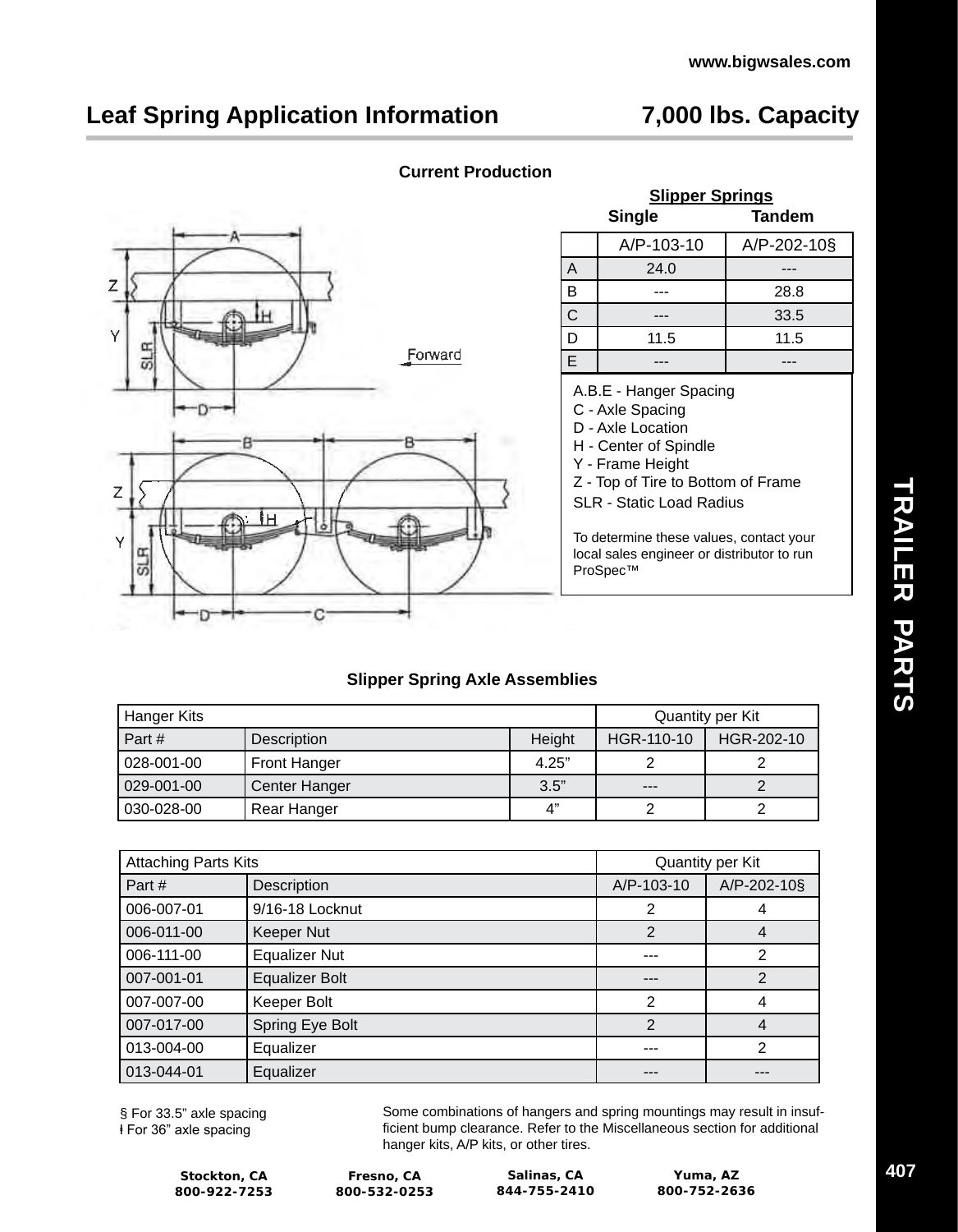# Leaf Spring Application Information — 7,000 lbs. Capacity

## Current Production

| | Slipper Springs Single | Slipper Springs Tandem |
|---|---|---|
| | A/P-103-10 | A/P-202-10§ |
| A | 24.0 | --- |
| B | --- | 28.8 |
| C | --- | 33.5 |
| D | 11.5 | 11.5 |
| E | --- | --- |

A.B.E - Hanger Spacing
C - Axle Spacing
D - Axle Location
H - Center of Spindle
Y - Frame Height
Z - Top of Tire to Bottom of Frame
SLR - Static Load Radius

To determine these values, contact your local sales engineer or distributor to run ProSpec™

## Slipper Spring Axle Assemblies

| Hanger Kits | | | Quantity per Kit | |
|---|---|---|---|---|
| Part # | Description | Height | HGR-110-10 | HGR-202-10 |
| 028-001-00 | Front Hanger | 4.25” | 2 | 2 |
| 029-001-00 | Center Hanger | 3.5” | --- | 2 |
| 030-028-00 | Rear Hanger | 4” | 2 | 2 |

| Attaching Parts Kits | | Quantity per Kit | |
|---|---|---|---|
| Part # | Description | A/P-103-10 | A/P-202-10§ |
| 006-007-01 | 9/16-18 Locknut | 2 | 4 |
| 006-011-00 | Keeper Nut | 2 | 4 |
| 006-111-00 | Equalizer Nut | --- | 2 |
| 007-001-01 | Equalizer Bolt | --- | 2 |
| 007-007-00 | Keeper Bolt | 2 | 4 |
| 007-017-00 | Spring Eye Bolt | 2 | 4 |
| 013-004-00 | Equalizer | --- | 2 |
| 013-044-01 | Equalizer | --- | --- |

§ For 33.5” axle spacing
ł For 36” axle spacing

Some combinations of hangers and spring mountings may result in insufficient bump clearance. Refer to the Miscellaneous section for additional hanger kits, A/P kits, or other tires.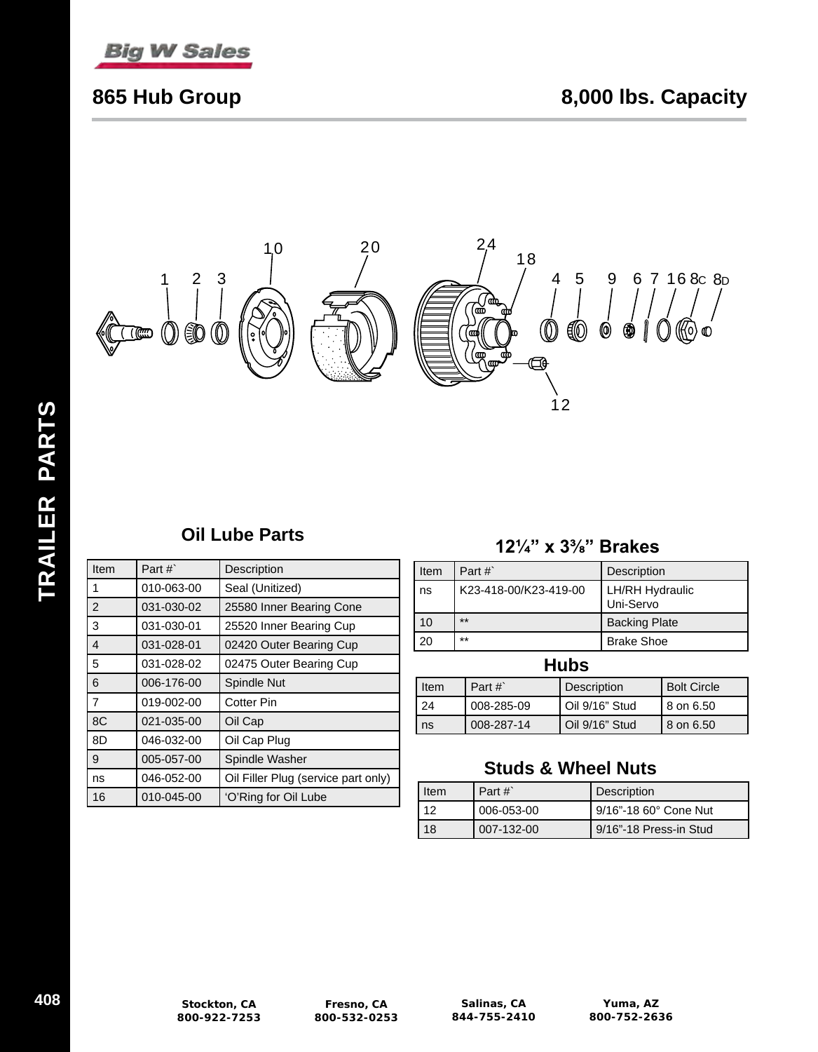# 865 Hub Group

## 8,000 lbs. Capacity

## Oil Lube Parts

| Item | Part #` | Description |
|---|---|---|
| 1 | 010-063-00 | Seal (Unitized) |
| 2 | 031-030-02 | 25580 Inner Bearing Cone |
| 3 | 031-030-01 | 25520 Inner Bearing Cup |
| 4 | 031-028-01 | 02420 Outer Bearing Cup |
| 5 | 031-028-02 | 02475 Outer Bearing Cup |
| 6 | 006-176-00 | Spindle Nut |
| 7 | 019-002-00 | Cotter Pin |
| 8C | 021-035-00 | Oil Cap |
| 8D | 046-032-00 | Oil Cap Plug |
| 9 | 005-057-00 | Spindle Washer |
| ns | 046-052-00 | Oil Filler Plug (service part only) |
| 16 | 010-045-00 | ‘O’Ring for Oil Lube |

## 12¼” x 3⅜” Brakes

| Item | Part #` | Description |
|---|---|---|
| ns | K23-418-00/K23-419-00 | LH/RH Hydraulic Uni-Servo |
| 10 | ** | Backing Plate |
| 20 | ** | Brake Shoe |

## Hubs

| Item | Part #` | Description | Bolt Circle |
|---|---|---|---|
| 24 | 008-285-09 | Oil 9/16” Stud | 8 on 6.50 |
| ns | 008-287-14 | Oil 9/16” Stud | 8 on 6.50 |

## Studs & Wheel Nuts

| Item | Part #` | Description |
|---|---|---|
| 12 | 006-053-00 | 9/16”-18 60° Cone Nut |
| 18 | 007-132-00 | 9/16”-18 Press-in Stud |

Stockton, CA 800-922-7253 | Fresno, CA 800-532-0253 | Salinas, CA 844-755-2410 | Yuma, AZ 800-752-2636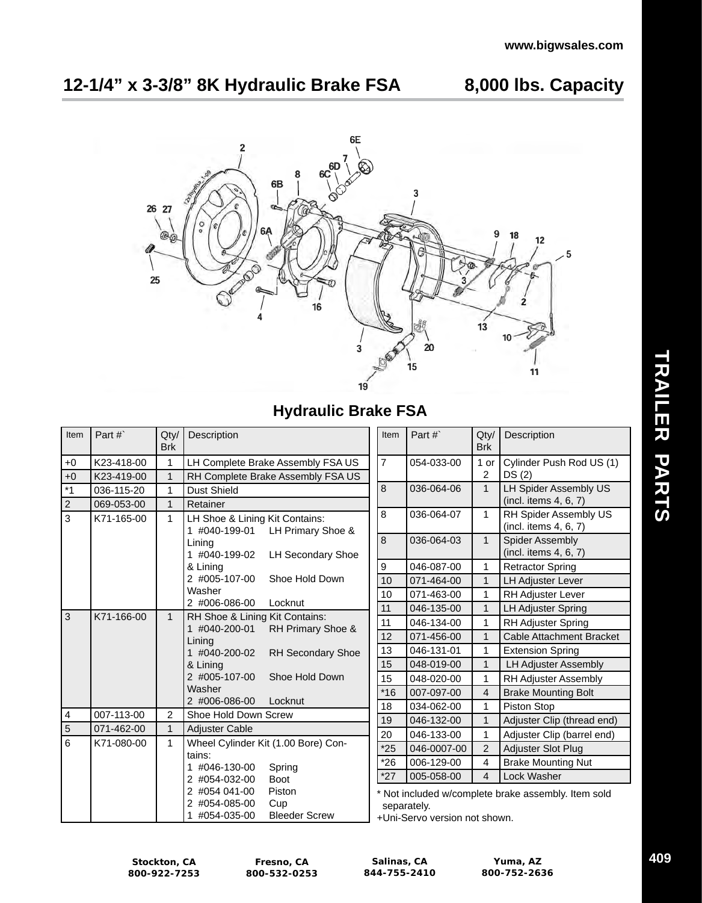## 12-1/4" x 3-3/8" 8K Hydraulic Brake FSA 8,000 lbs. Capacity

### Hydraulic Brake FSA

| Item | Part #` | Qty/ Brk | Description |
|---|---|---|---|
| +0 | K23-418-00 | 1 | LH Complete Brake Assembly FSA US |
| +0 | K23-419-00 | 1 | RH Complete Brake Assembly FSA US |
| *1 | 036-115-20 | 1 | Dust Shield |
| 2 | 069-053-00 | 1 | Retainer |
| 3 | K71-165-00 | 1 | LH Shoe & Lining Kit Contains: 1 #040-199-01 LH Primary Shoe & Lining 1 #040-199-02 LH Secondary Shoe & Lining 2 #005-107-00 Shoe Hold Down Washer 2 #006-086-00 Locknut |
| 3 | K71-166-00 | 1 | RH Shoe & Lining Kit Contains: 1 #040-200-01 RH Primary Shoe & Lining 1 #040-200-02 RH Secondary Shoe & Lining 2 #005-107-00 Shoe Hold Down Washer 2 #006-086-00 Locknut |
| 4 | 007-113-00 | 2 | Shoe Hold Down Screw |
| 5 | 071-462-00 | 1 | Adjuster Cable |
| 6 | K71-080-00 | 1 | Wheel Cylinder Kit (1.00 Bore) Contains: 1 #046-130-00 Spring 2 #054-032-00 Boot 2 #054 041-00 Piston 2 #054-085-00 Cup 1 #054-035-00 Bleeder Screw |
| 7 | 054-033-00 | 1 or 2 | Cylinder Push Rod US (1) DS (2) |
| 8 | 036-064-06 | 1 | LH Spider Assembly US (incl. items 4, 6, 7) |
| 8 | 036-064-07 | 1 | RH Spider Assembly US (incl. items 4, 6, 7) |
| 8 | 036-064-03 | 1 | Spider Assembly (incl. items 4, 6, 7) |
| 9 | 046-087-00 | 1 | Retractor Spring |
| 10 | 071-464-00 | 1 | LH Adjuster Lever |
| 10 | 071-463-00 | 1 | RH Adjuster Lever |
| 11 | 046-135-00 | 1 | LH Adjuster Spring |
| 11 | 046-134-00 | 1 | RH Adjuster Spring |
| 12 | 071-456-00 | 1 | Cable Attachment Bracket |
| 13 | 046-131-01 | 1 | Extension Spring |
| 15 | 048-019-00 | 1 | LH Adjuster Assembly |
| 15 | 048-020-00 | 1 | RH Adjuster Assembly |
| *16 | 007-097-00 | 4 | Brake Mounting Bolt |
| 18 | 034-062-00 | 1 | Piston Stop |
| 19 | 046-132-00 | 1 | Adjuster Clip (thread end) |
| 20 | 046-133-00 | 1 | Adjuster Clip (barrel end) |
| *25 | 046-0007-00 | 2 | Adjuster Slot Plug |
| *26 | 006-129-00 | 4 | Brake Mounting Nut |
| *27 | 005-058-00 | 4 | Lock Washer |

* Not included w/complete brake assembly. Item sold separately.

+Uni-Servo version not shown.

TRAILER PARTS

Stockton, CA 800-922-7253 | Fresno, CA 800-532-0253 | Salinas, CA 844-755-2410 | Yuma, AZ 800-752-2636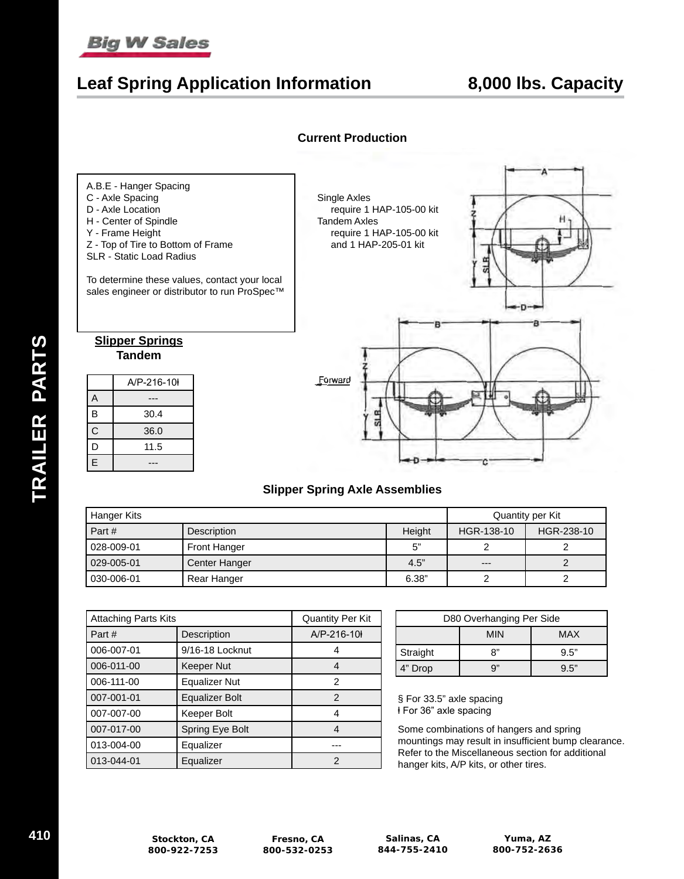# Leaf Spring Application Information 8,000 lbs. Capacity

## Current Production

A.B.E - Hanger Spacing
C - Axle Spacing
D - Axle Location
H - Center of Spindle
Y - Frame Height
Z - Top of Tire to Bottom of Frame
SLR - Static Load Radius

To determine these values, contact your local sales engineer or distributor to run ProSpec™

Single Axles
require 1 HAP-105-00 kit
Tandem Axles
require 1 HAP-105-00 kit
and 1 HAP-205-01 kit

### Slipper Springs
Tandem

| | A/P-216-10ł |
|---|---|
| A | --- |
| B | 30.4 |
| C | 36.0 |
| D | 11.5 |
| E | --- |

## Slipper Spring Axle Assemblies

| Hanger Kits | | | Quantity per Kit | |
|---|---|---|---|---|
| Part # | Description | Height | HGR-138-10 | HGR-238-10 |
| 028-009-01 | Front Hanger | 5" | 2 | 2 |
| 029-005-01 | Center Hanger | 4.5" | --- | 2 |
| 030-006-01 | Rear Hanger | 6.38" | 2 | 2 |

| Attaching Parts Kits | | Quantity Per Kit |
|---|---|---|
| Part # | Description | A/P-216-10ł |
| 006-007-01 | 9/16-18 Locknut | 4 |
| 006-011-00 | Keeper Nut | 4 |
| 006-111-00 | Equalizer Nut | 2 |
| 007-001-01 | Equalizer Bolt | 2 |
| 007-007-00 | Keeper Bolt | 4 |
| 007-017-00 | Spring Eye Bolt | 4 |
| 013-004-00 | Equalizer | --- |
| 013-044-01 | Equalizer | 2 |

| D80 Overhanging Per Side | | |
|---|---|---|
| | MIN | MAX |
| Straight | 8" | 9.5" |
| 4" Drop | 9" | 9.5" |

§ For 33.5" axle spacing
ł For 36" axle spacing

Some combinations of hangers and spring mountings may result in insufficient bump clearance. Refer to the Miscellaneous section for additional hanger kits, A/P kits, or other tires.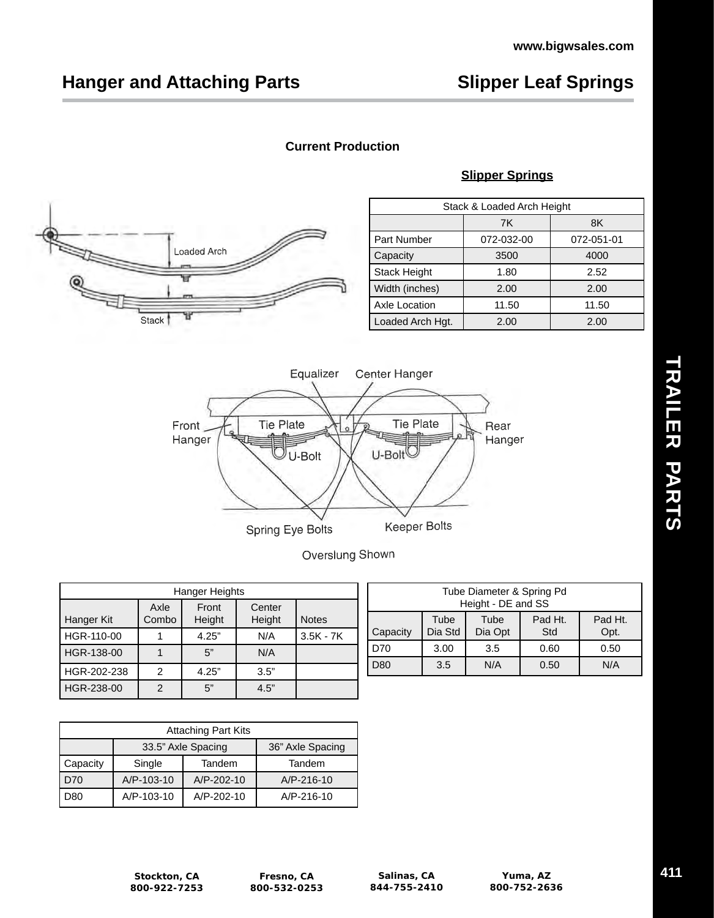## Hanger and Attaching Parts

## Slipper Leaf Springs

### Current Production

#### Slipper Springs

| Stack & Loaded Arch Height | | |
|---|---|---|
| | 7K | 8K |
| Part Number | 072-032-00 | 072-051-01 |
| Capacity | 3500 | 4000 |
| Stack Height | 1.80 | 2.52 |
| Width (inches) | 2.00 | 2.00 |
| Axle Location | 11.50 | 11.50 |
| Loaded Arch Hgt. | 2.00 | 2.00 |

Overslung Shown

| Hanger Heights | | | | |
|---|---|---|---|---|
| Hanger Kit | Axle Combo | Front Height | Center Height | Notes |
| HGR-110-00 | 1 | 4.25” | N/A | 3.5K - 7K |
| HGR-138-00 | 1 | 5” | N/A | |
| HGR-202-238 | 2 | 4.25” | 3.5” | |
| HGR-238-00 | 2 | 5” | 4.5” | |

| Tube Diameter & Spring Pd Height - DE and SS | | | | |
|---|---|---|---|---|
| Capacity | Tube Dia Std | Tube Dia Opt | Pad Ht. Std | Pad Ht. Opt. |
| D70 | 3.00 | 3.5 | 0.60 | 0.50 |
| D80 | 3.5 | N/A | 0.50 | N/A |

| Attaching Part Kits | | | |
|---|---|---|---|
| | 33.5” Axle Spacing | | 36” Axle Spacing |
| Capacity | Single | Tandem | Tandem |
| D70 | A/P-103-10 | A/P-202-10 | A/P-216-10 |
| D80 | A/P-103-10 | A/P-202-10 | A/P-216-10 |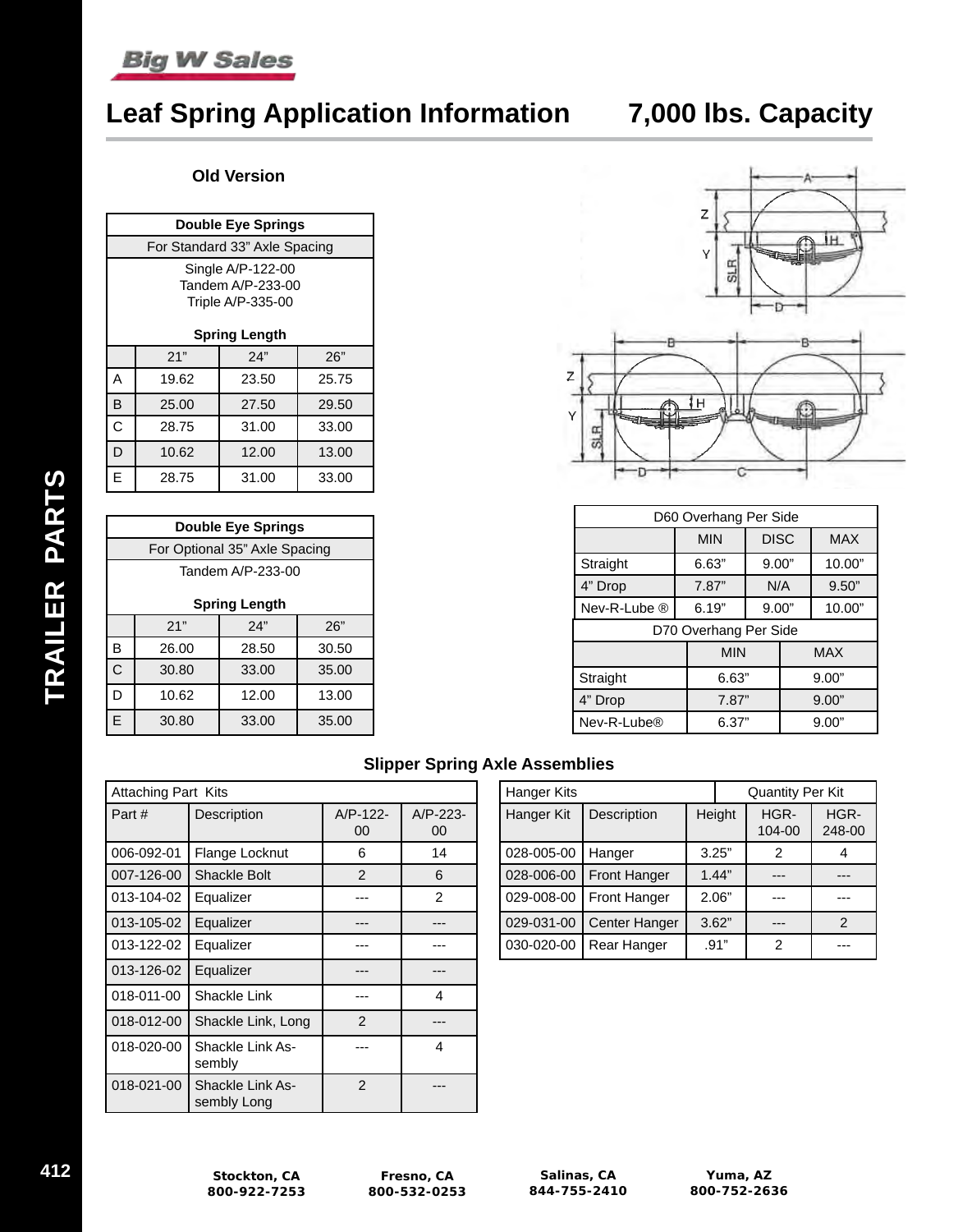# Leaf Spring Application Information 7,000 lbs. Capacity

### Old Version

| Double Eye Springs | | | |
|---|---|---|---|
| For Standard 33” Axle Spacing | | | |
| Single A/P-122-00<br>Tandem A/P-233-00<br>Triple A/P-335-00<br><br>**Spring Length** | | | |
| | 21” | 24” | 26” |
| A | 19.62 | 23.50 | 25.75 |
| B | 25.00 | 27.50 | 29.50 |
| C | 28.75 | 31.00 | 33.00 |
| D | 10.62 | 12.00 | 13.00 |
| E | 28.75 | 31.00 | 33.00 |

| Double Eye Springs | | | |
|---|---|---|---|
| For Optional 35” Axle Spacing | | | |
| Tandem A/P-233-00<br><br>**Spring Length** | | | |
| | 21” | 24” | 26” |
| B | 26.00 | 28.50 | 30.50 |
| C | 30.80 | 33.00 | 35.00 |
| D | 10.62 | 12.00 | 13.00 |
| E | 30.80 | 33.00 | 35.00 |

| D60 Overhang Per Side | | | |
|---|---|---|---|
| | MIN | DISC | MAX |
| Straight | 6.63” | 9.00” | 10.00” |
| 4” Drop | 7.87” | N/A | 9.50” |
| Nev-R-Lube ® | 6.19” | 9.00” | 10.00” |

| D70 Overhang Per Side | | |
|---|---|---|
| | MIN | MAX |
| Straight | 6.63” | 9.00” |
| 4” Drop | 7.87” | 9.00” |
| Nev-R-Lube® | 6.37” | 9.00” |

### Slipper Spring Axle Assemblies

| Attaching Part Kits | | | |
|---|---|---|---|
| Part # | Description | A/P-122-00 | A/P-223-00 |
| 006-092-01 | Flange Locknut | 6 | 14 |
| 007-126-00 | Shackle Bolt | 2 | 6 |
| 013-104-02 | Equalizer | --- | 2 |
| 013-105-02 | Equalizer | --- | --- |
| 013-122-02 | Equalizer | --- | --- |
| 013-126-02 | Equalizer | --- | --- |
| 018-011-00 | Shackle Link | --- | 4 |
| 018-012-00 | Shackle Link, Long | 2 | --- |
| 018-020-00 | Shackle Link Assembly | --- | 4 |
| 018-021-00 | Shackle Link Assembly Long | 2 | --- |

| Hanger Kits | | | Quantity Per Kit | |
|---|---|---|---|---|
| Hanger Kit | Description | Height | HGR-104-00 | HGR-248-00 |
| 028-005-00 | Hanger | 3.25” | 2 | 4 |
| 028-006-00 | Front Hanger | 1.44” | --- | --- |
| 029-008-00 | Front Hanger | 2.06” | --- | --- |
| 029-031-00 | Center Hanger | 3.62” | --- | 2 |
| 030-020-00 | Rear Hanger | .91” | 2 | --- |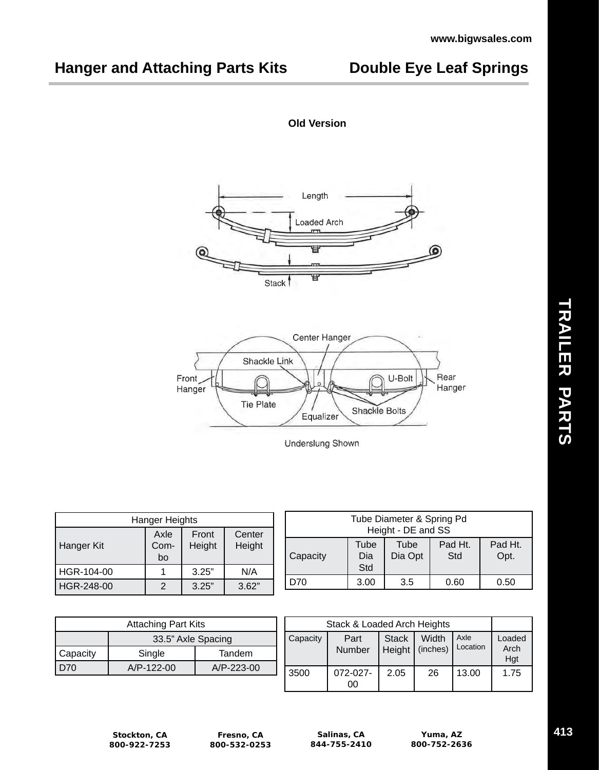## Hanger and Attaching Parts Kits

## Double Eye Leaf Springs

**Old Version**

Length

Loaded Arch

Stack

Center Hanger

Shackle Link

Front Hanger

U-Bolt

Rear Hanger

Tie Plate

Shackle Bolts

Equalizer

Underslung Shown

| Hanger Heights | | | |
|---|---|---|---|
| Hanger Kit | Axle Combo | Front Height | Center Height |
| HGR-104-00 | 1 | 3.25” | N/A |
| HGR-248-00 | 2 | 3.25” | 3.62” |

| Tube Diameter & Spring Pd Height - DE and SS | | | | |
|---|---|---|---|---|
| Capacity | Tube Dia Std | Tube Dia Opt | Pad Ht. Std | Pad Ht. Opt. |
| D70 | 3.00 | 3.5 | 0.60 | 0.50 |

| Attaching Part Kits | | |
|---|---|---|
| | 33.5” Axle Spacing | |
| Capacity | Single | Tandem |
| D70 | A/P-122-00 | A/P-223-00 |

| Stack & Loaded Arch Heights | | | | | |
|---|---|---|---|---|---|
| Capacity | Part Number | Stack Height | Width (inches) | Axle Location | Loaded Arch Hgt |
| 3500 | 072-027-00 | 2.05 | 26 | 13.00 | 1.75 |

Stockton, CA 800-922-7253 | Fresno, CA 800-532-0253 | Salinas, CA 844-755-2410 | Yuma, AZ 800-752-2636